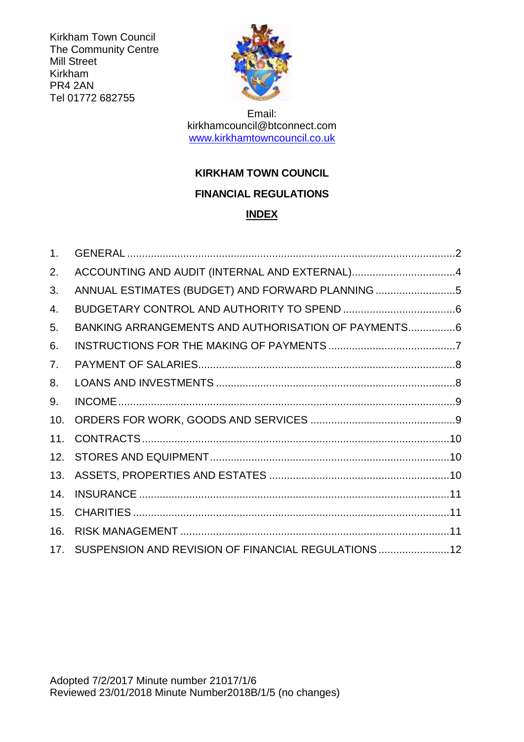Kirkham Town Council
The Community Centre
Mill Street
Kirkham
PR4 2AN
Tel 01772 682755

Email:
kirkhamcouncil@btconnect.com
www.kirkhamtowncouncil.co.uk

**KIRKHAM TOWN COUNCIL**

**FINANCIAL REGULATIONS**

**INDEX**

1. GENERAL ....................................................................................................2
2. ACCOUNTING AND AUDIT (INTERNAL AND EXTERNAL)...................................4
3. ANNUAL ESTIMATES (BUDGET) AND FORWARD PLANNING ...........................5
4. BUDGETARY CONTROL AND AUTHORITY TO SPEND .....................................6
5. BANKING ARRANGEMENTS AND AUTHORISATION OF PAYMENTS................6
6. INSTRUCTIONS FOR THE MAKING OF PAYMENTS ..........................................7
7. PAYMENT OF SALARIES......................................................................................8
8. LOANS AND INVESTMENTS ................................................................................8
9. INCOME .................................................................................................................9
10. ORDERS FOR WORK, GOODS AND SERVICES ................................................9
11. CONTRACTS.......................................................................................................10
12. STORES AND EQUIPMENT................................................................................10
13. ASSETS, PROPERTIES AND ESTATES .............................................................10
14. INSURANCE ........................................................................................................11
15. CHARITIES ..........................................................................................................11
16. RISK MANAGEMENT ..........................................................................................11
17. SUSPENSION AND REVISION OF FINANCIAL REGULATIONS ........................12

Adopted 7/2/2017 Minute number 21017/1/6
Reviewed 23/01/2018 Minute Number2018B/1/5 (no changes)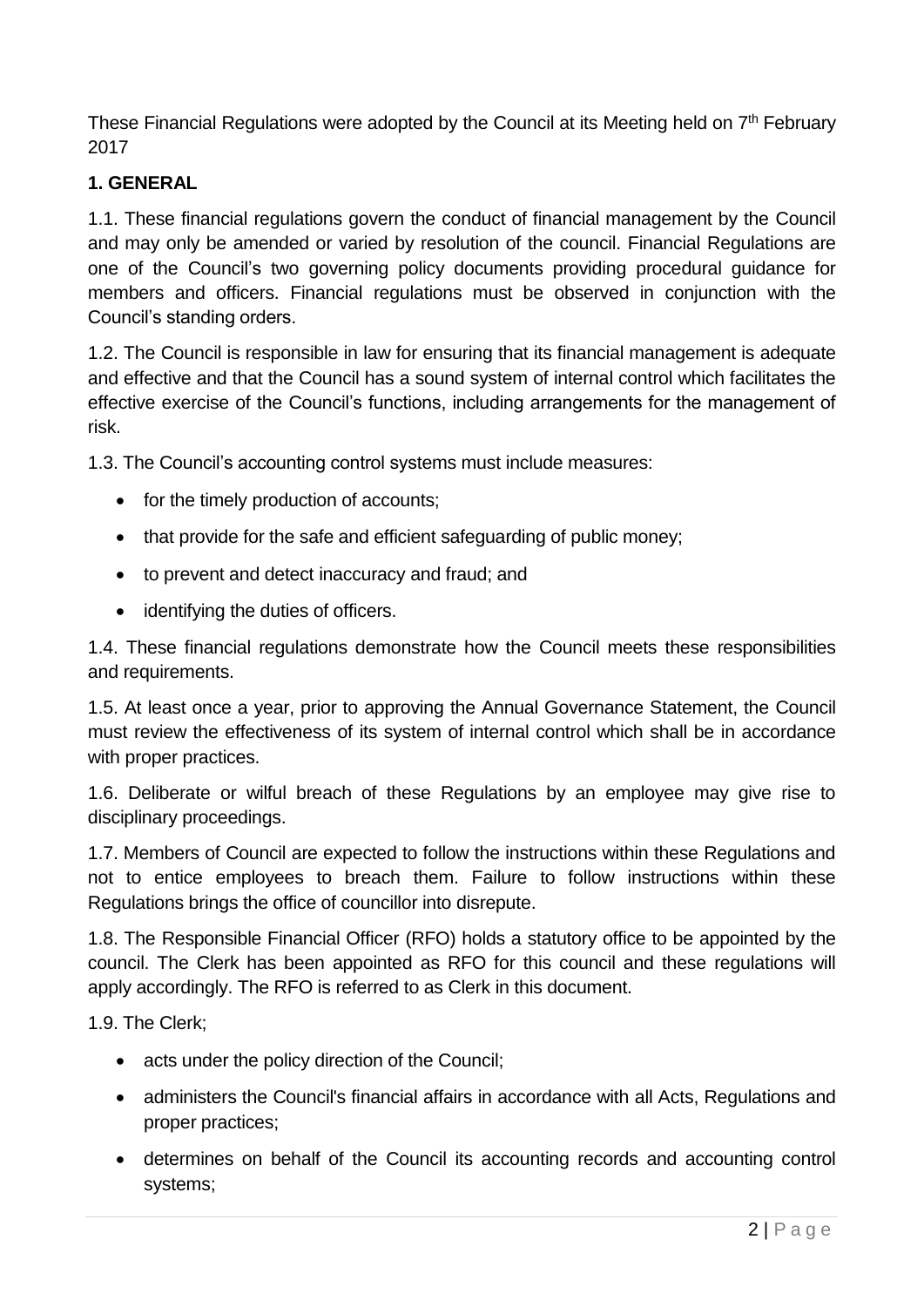These Financial Regulations were adopted by the Council at its Meeting held on 7th February 2017

**1. GENERAL**

1.1. These financial regulations govern the conduct of financial management by the Council and may only be amended or varied by resolution of the council. Financial Regulations are one of the Council's two governing policy documents providing procedural guidance for members and officers. Financial regulations must be observed in conjunction with the Council's standing orders.

1.2. The Council is responsible in law for ensuring that its financial management is adequate and effective and that the Council has a sound system of internal control which facilitates the effective exercise of the Council's functions, including arrangements for the management of risk.

1.3. The Council's accounting control systems must include measures:

- for the timely production of accounts;
- that provide for the safe and efficient safeguarding of public money;
- to prevent and detect inaccuracy and fraud; and
- identifying the duties of officers.

1.4. These financial regulations demonstrate how the Council meets these responsibilities and requirements.

1.5. At least once a year, prior to approving the Annual Governance Statement, the Council must review the effectiveness of its system of internal control which shall be in accordance with proper practices.

1.6. Deliberate or wilful breach of these Regulations by an employee may give rise to disciplinary proceedings.

1.7. Members of Council are expected to follow the instructions within these Regulations and not to entice employees to breach them. Failure to follow instructions within these Regulations brings the office of councillor into disrepute.

1.8. The Responsible Financial Officer (RFO) holds a statutory office to be appointed by the council. The Clerk has been appointed as RFO for this council and these regulations will apply accordingly. The RFO is referred to as Clerk in this document.

1.9. The Clerk;

- acts under the policy direction of the Council;
- administers the Council's financial affairs in accordance with all Acts, Regulations and proper practices;
- determines on behalf of the Council its accounting records and accounting control systems;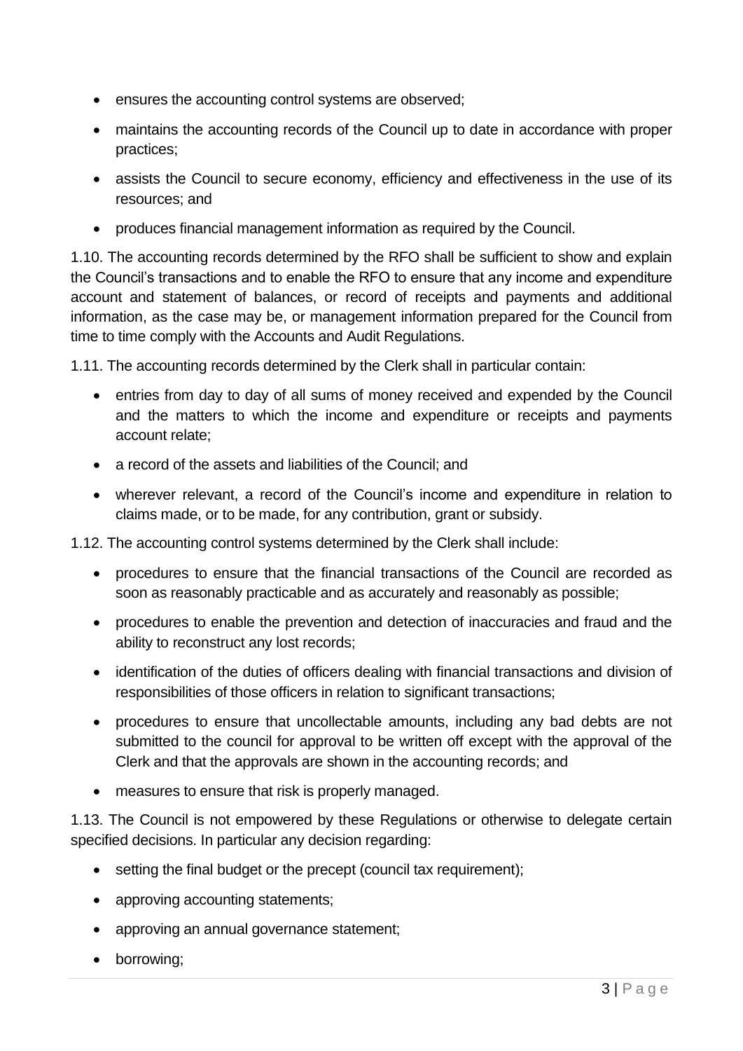- ensures the accounting control systems are observed;
- maintains the accounting records of the Council up to date in accordance with proper practices;
- assists the Council to secure economy, efficiency and effectiveness in the use of its resources; and
- produces financial management information as required by the Council.

1.10. The accounting records determined by the RFO shall be sufficient to show and explain the Council's transactions and to enable the RFO to ensure that any income and expenditure account and statement of balances, or record of receipts and payments and additional information, as the case may be, or management information prepared for the Council from time to time comply with the Accounts and Audit Regulations.

1.11. The accounting records determined by the Clerk shall in particular contain:

- entries from day to day of all sums of money received and expended by the Council and the matters to which the income and expenditure or receipts and payments account relate;
- a record of the assets and liabilities of the Council; and
- wherever relevant, a record of the Council's income and expenditure in relation to claims made, or to be made, for any contribution, grant or subsidy.

1.12. The accounting control systems determined by the Clerk shall include:

- procedures to ensure that the financial transactions of the Council are recorded as soon as reasonably practicable and as accurately and reasonably as possible;
- procedures to enable the prevention and detection of inaccuracies and fraud and the ability to reconstruct any lost records;
- identification of the duties of officers dealing with financial transactions and division of responsibilities of those officers in relation to significant transactions;
- procedures to ensure that uncollectable amounts, including any bad debts are not submitted to the council for approval to be written off except with the approval of the Clerk and that the approvals are shown in the accounting records; and
- measures to ensure that risk is properly managed.

1.13. The Council is not empowered by these Regulations or otherwise to delegate certain specified decisions. In particular any decision regarding:

- setting the final budget or the precept (council tax requirement);
- approving accounting statements;
- approving an annual governance statement;
- borrowing;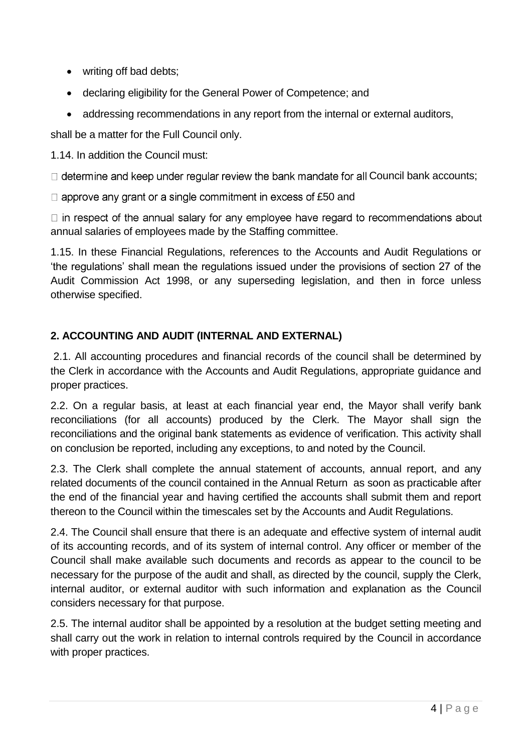- writing off bad debts;
- declaring eligibility for the General Power of Competence; and
- addressing recommendations in any report from the internal or external auditors,

shall be a matter for the Full Council only.

1.14. In addition the Council must:

- determine and keep under regular review the bank mandate for all Council bank accounts;
- approve any grant or a single commitment in excess of £50 and
- in respect of the annual salary for any employee have regard to recommendations about annual salaries of employees made by the Staffing committee.

1.15. In these Financial Regulations, references to the Accounts and Audit Regulations or 'the regulations' shall mean the regulations issued under the provisions of section 27 of the Audit Commission Act 1998, or any superseding legislation, and then in force unless otherwise specified.

## 2. ACCOUNTING AND AUDIT (INTERNAL AND EXTERNAL)

2.1. All accounting procedures and financial records of the council shall be determined by the Clerk in accordance with the Accounts and Audit Regulations, appropriate guidance and proper practices.

2.2. On a regular basis, at least at each financial year end, the Mayor shall verify bank reconciliations (for all accounts) produced by the Clerk. The Mayor shall sign the reconciliations and the original bank statements as evidence of verification. This activity shall on conclusion be reported, including any exceptions, to and noted by the Council.

2.3. The Clerk shall complete the annual statement of accounts, annual report, and any related documents of the council contained in the Annual Return as soon as practicable after the end of the financial year and having certified the accounts shall submit them and report thereon to the Council within the timescales set by the Accounts and Audit Regulations.

2.4. The Council shall ensure that there is an adequate and effective system of internal audit of its accounting records, and of its system of internal control. Any officer or member of the Council shall make available such documents and records as appear to the council to be necessary for the purpose of the audit and shall, as directed by the council, supply the Clerk, internal auditor, or external auditor with such information and explanation as the Council considers necessary for that purpose.

2.5. The internal auditor shall be appointed by a resolution at the budget setting meeting and shall carry out the work in relation to internal controls required by the Council in accordance with proper practices.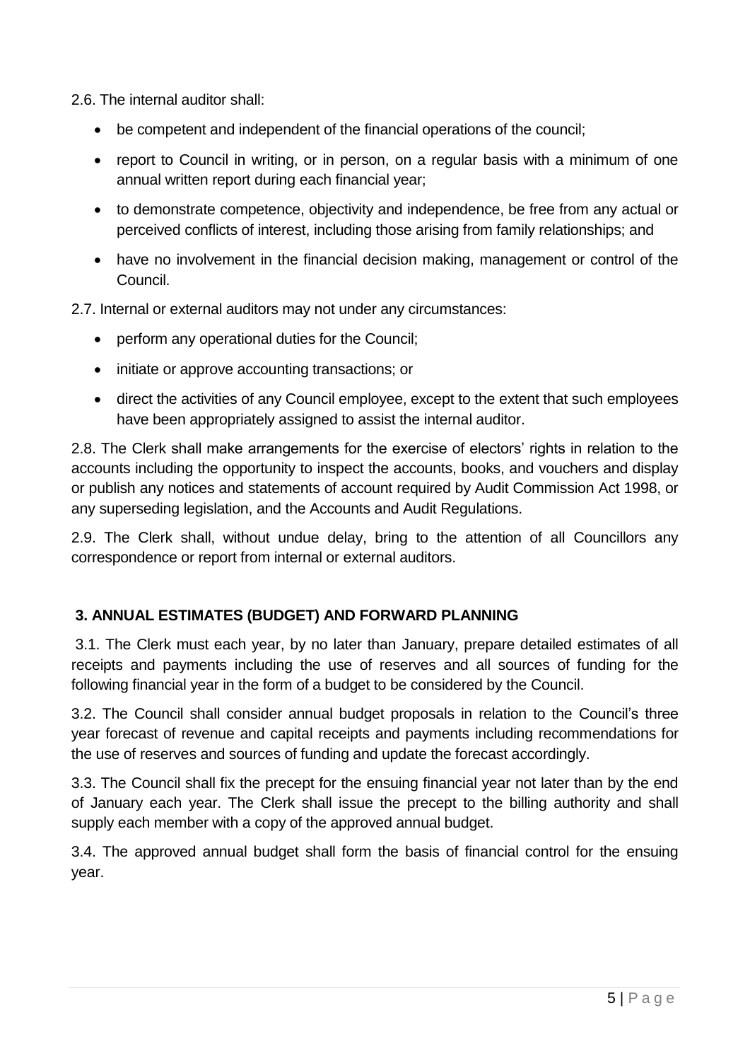2.6. The internal auditor shall:

- be competent and independent of the financial operations of the council;
- report to Council in writing, or in person, on a regular basis with a minimum of one annual written report during each financial year;
- to demonstrate competence, objectivity and independence, be free from any actual or perceived conflicts of interest, including those arising from family relationships; and
- have no involvement in the financial decision making, management or control of the Council.

2.7. Internal or external auditors may not under any circumstances:

- perform any operational duties for the Council;
- initiate or approve accounting transactions; or
- direct the activities of any Council employee, except to the extent that such employees have been appropriately assigned to assist the internal auditor.

2.8. The Clerk shall make arrangements for the exercise of electors' rights in relation to the accounts including the opportunity to inspect the accounts, books, and vouchers and display or publish any notices and statements of account required by Audit Commission Act 1998, or any superseding legislation, and the Accounts and Audit Regulations.

2.9. The Clerk shall, without undue delay, bring to the attention of all Councillors any correspondence or report from internal or external auditors.

## 3. ANNUAL ESTIMATES (BUDGET) AND FORWARD PLANNING

3.1. The Clerk must each year, by no later than January, prepare detailed estimates of all receipts and payments including the use of reserves and all sources of funding for the following financial year in the form of a budget to be considered by the Council.

3.2. The Council shall consider annual budget proposals in relation to the Council's three year forecast of revenue and capital receipts and payments including recommendations for the use of reserves and sources of funding and update the forecast accordingly.

3.3. The Council shall fix the precept for the ensuing financial year not later than by the end of January each year. The Clerk shall issue the precept to the billing authority and shall supply each member with a copy of the approved annual budget.

3.4. The approved annual budget shall form the basis of financial control for the ensuing year.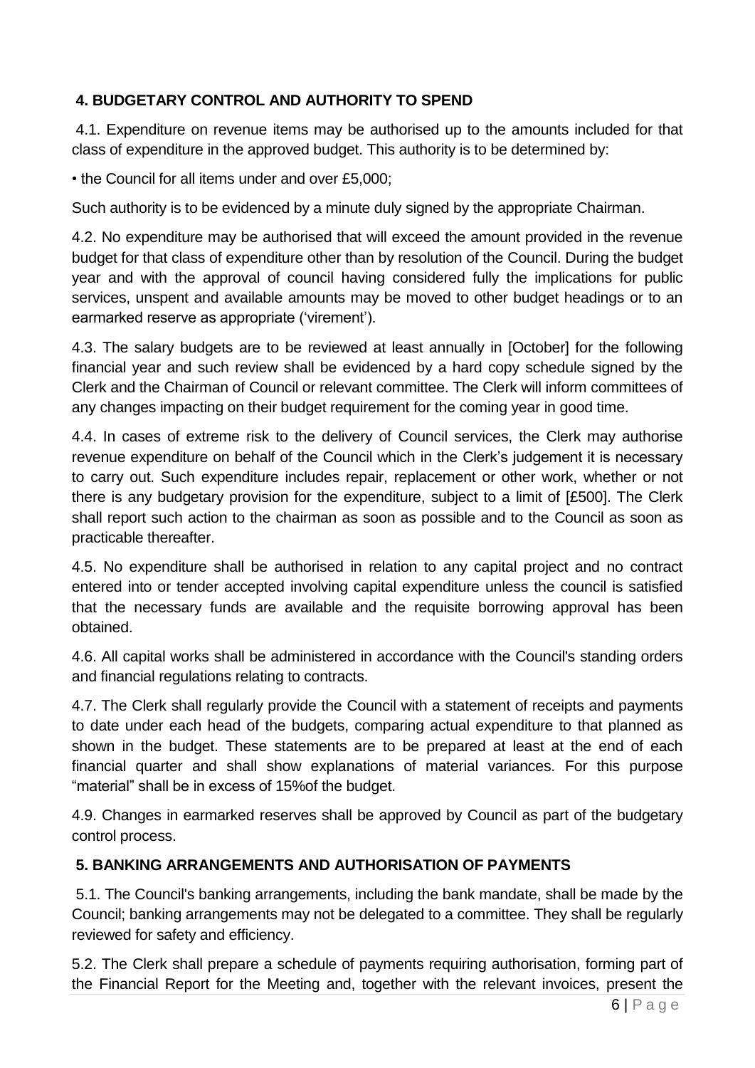## 4. BUDGETARY CONTROL AND AUTHORITY TO SPEND

4.1. Expenditure on revenue items may be authorised up to the amounts included for that class of expenditure in the approved budget. This authority is to be determined by:

• the Council for all items under and over £5,000;

Such authority is to be evidenced by a minute duly signed by the appropriate Chairman.

4.2. No expenditure may be authorised that will exceed the amount provided in the revenue budget for that class of expenditure other than by resolution of the Council. During the budget year and with the approval of council having considered fully the implications for public services, unspent and available amounts may be moved to other budget headings or to an earmarked reserve as appropriate ('virement').

4.3. The salary budgets are to be reviewed at least annually in [October] for the following financial year and such review shall be evidenced by a hard copy schedule signed by the Clerk and the Chairman of Council or relevant committee. The Clerk will inform committees of any changes impacting on their budget requirement for the coming year in good time.

4.4. In cases of extreme risk to the delivery of Council services, the Clerk may authorise revenue expenditure on behalf of the Council which in the Clerk's judgement it is necessary to carry out. Such expenditure includes repair, replacement or other work, whether or not there is any budgetary provision for the expenditure, subject to a limit of [£500]. The Clerk shall report such action to the chairman as soon as possible and to the Council as soon as practicable thereafter.

4.5. No expenditure shall be authorised in relation to any capital project and no contract entered into or tender accepted involving capital expenditure unless the council is satisfied that the necessary funds are available and the requisite borrowing approval has been obtained.

4.6. All capital works shall be administered in accordance with the Council's standing orders and financial regulations relating to contracts.

4.7. The Clerk shall regularly provide the Council with a statement of receipts and payments to date under each head of the budgets, comparing actual expenditure to that planned as shown in the budget. These statements are to be prepared at least at the end of each financial quarter and shall show explanations of material variances. For this purpose "material" shall be in excess of 15%of the budget.

4.9. Changes in earmarked reserves shall be approved by Council as part of the budgetary control process.

## 5. BANKING ARRANGEMENTS AND AUTHORISATION OF PAYMENTS

5.1. The Council's banking arrangements, including the bank mandate, shall be made by the Council; banking arrangements may not be delegated to a committee. They shall be regularly reviewed for safety and efficiency.

5.2. The Clerk shall prepare a schedule of payments requiring authorisation, forming part of the Financial Report for the Meeting and, together with the relevant invoices, present the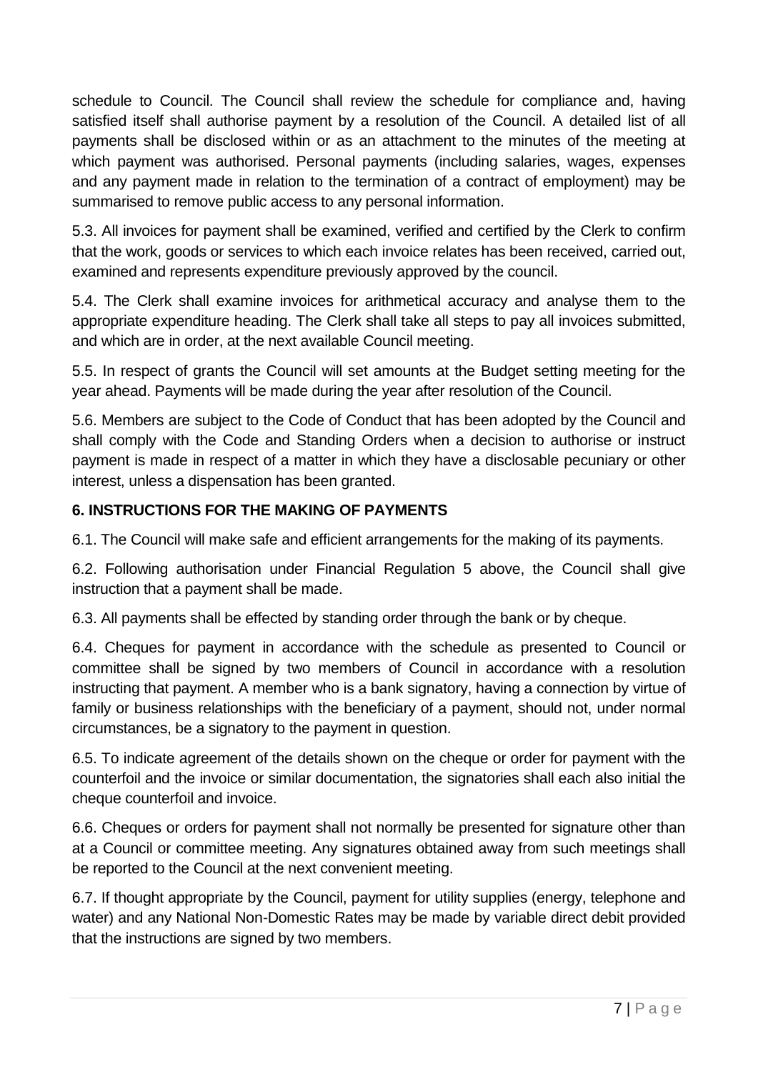schedule to Council. The Council shall review the schedule for compliance and, having satisfied itself shall authorise payment by a resolution of the Council. A detailed list of all payments shall be disclosed within or as an attachment to the minutes of the meeting at which payment was authorised. Personal payments (including salaries, wages, expenses and any payment made in relation to the termination of a contract of employment) may be summarised to remove public access to any personal information.

5.3. All invoices for payment shall be examined, verified and certified by the Clerk to confirm that the work, goods or services to which each invoice relates has been received, carried out, examined and represents expenditure previously approved by the council.

5.4. The Clerk shall examine invoices for arithmetical accuracy and analyse them to the appropriate expenditure heading. The Clerk shall take all steps to pay all invoices submitted, and which are in order, at the next available Council meeting.

5.5. In respect of grants the Council will set amounts at the Budget setting meeting for the year ahead. Payments will be made during the year after resolution of the Council.

5.6. Members are subject to the Code of Conduct that has been adopted by the Council and shall comply with the Code and Standing Orders when a decision to authorise or instruct payment is made in respect of a matter in which they have a disclosable pecuniary or other interest, unless a dispensation has been granted.

## 6. INSTRUCTIONS FOR THE MAKING OF PAYMENTS

6.1. The Council will make safe and efficient arrangements for the making of its payments.

6.2. Following authorisation under Financial Regulation 5 above, the Council shall give instruction that a payment shall be made.

6.3. All payments shall be effected by standing order through the bank or by cheque.

6.4. Cheques for payment in accordance with the schedule as presented to Council or committee shall be signed by two members of Council in accordance with a resolution instructing that payment. A member who is a bank signatory, having a connection by virtue of family or business relationships with the beneficiary of a payment, should not, under normal circumstances, be a signatory to the payment in question.

6.5. To indicate agreement of the details shown on the cheque or order for payment with the counterfoil and the invoice or similar documentation, the signatories shall each also initial the cheque counterfoil and invoice.

6.6. Cheques or orders for payment shall not normally be presented for signature other than at a Council or committee meeting. Any signatures obtained away from such meetings shall be reported to the Council at the next convenient meeting.

6.7. If thought appropriate by the Council, payment for utility supplies (energy, telephone and water) and any National Non-Domestic Rates may be made by variable direct debit provided that the instructions are signed by two members.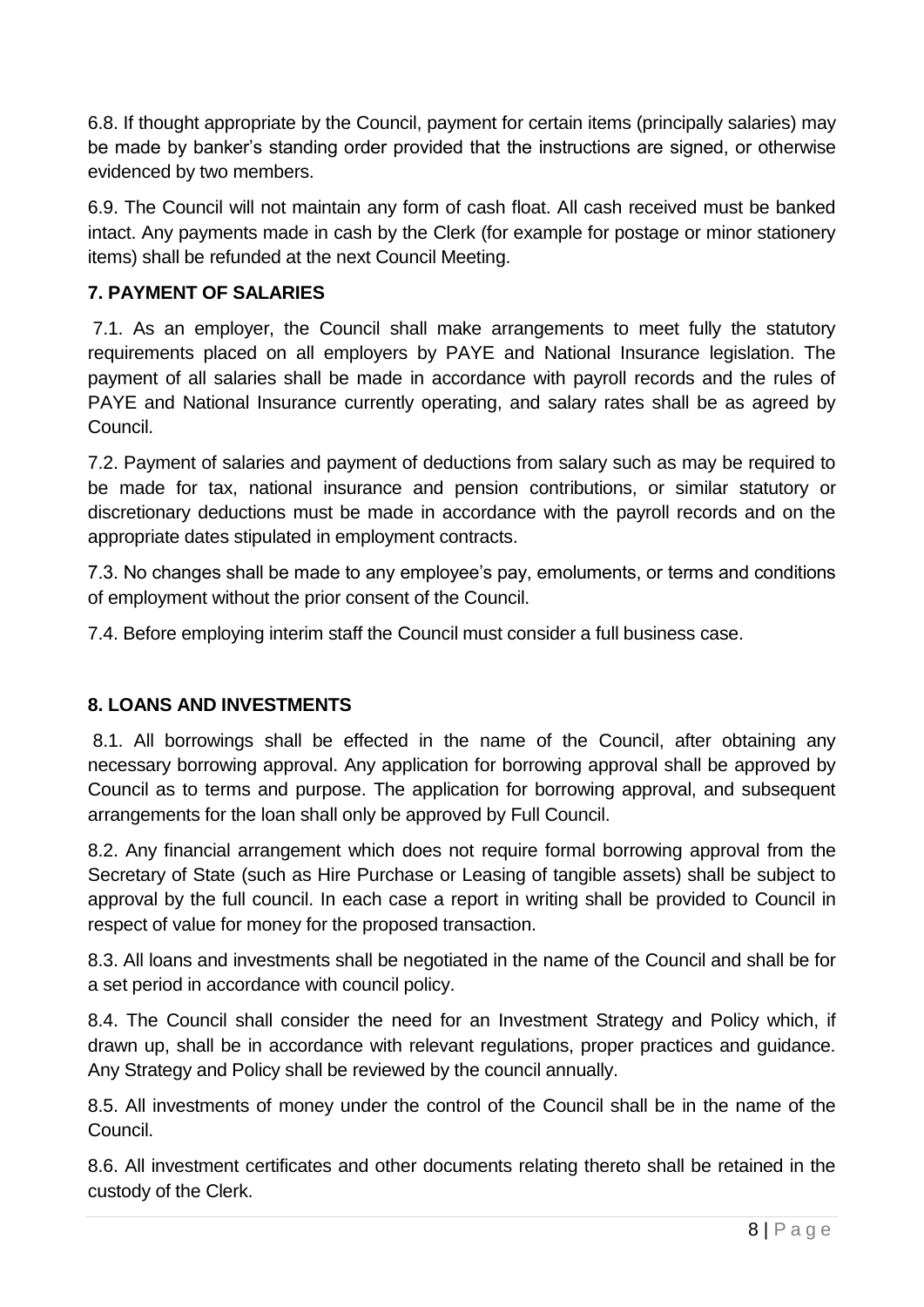6.8. If thought appropriate by the Council, payment for certain items (principally salaries) may be made by banker's standing order provided that the instructions are signed, or otherwise evidenced by two members.

6.9. The Council will not maintain any form of cash float. All cash received must be banked intact. Any payments made in cash by the Clerk (for example for postage or minor stationery items) shall be refunded at the next Council Meeting.

## 7. PAYMENT OF SALARIES

7.1. As an employer, the Council shall make arrangements to meet fully the statutory requirements placed on all employers by PAYE and National Insurance legislation. The payment of all salaries shall be made in accordance with payroll records and the rules of PAYE and National Insurance currently operating, and salary rates shall be as agreed by Council.

7.2. Payment of salaries and payment of deductions from salary such as may be required to be made for tax, national insurance and pension contributions, or similar statutory or discretionary deductions must be made in accordance with the payroll records and on the appropriate dates stipulated in employment contracts.

7.3. No changes shall be made to any employee's pay, emoluments, or terms and conditions of employment without the prior consent of the Council.

7.4. Before employing interim staff the Council must consider a full business case.

## 8. LOANS AND INVESTMENTS

8.1. All borrowings shall be effected in the name of the Council, after obtaining any necessary borrowing approval. Any application for borrowing approval shall be approved by Council as to terms and purpose. The application for borrowing approval, and subsequent arrangements for the loan shall only be approved by Full Council.

8.2. Any financial arrangement which does not require formal borrowing approval from the Secretary of State (such as Hire Purchase or Leasing of tangible assets) shall be subject to approval by the full council. In each case a report in writing shall be provided to Council in respect of value for money for the proposed transaction.

8.3. All loans and investments shall be negotiated in the name of the Council and shall be for a set period in accordance with council policy.

8.4. The Council shall consider the need for an Investment Strategy and Policy which, if drawn up, shall be in accordance with relevant regulations, proper practices and guidance. Any Strategy and Policy shall be reviewed by the council annually.

8.5. All investments of money under the control of the Council shall be in the name of the Council.

8.6. All investment certificates and other documents relating thereto shall be retained in the custody of the Clerk.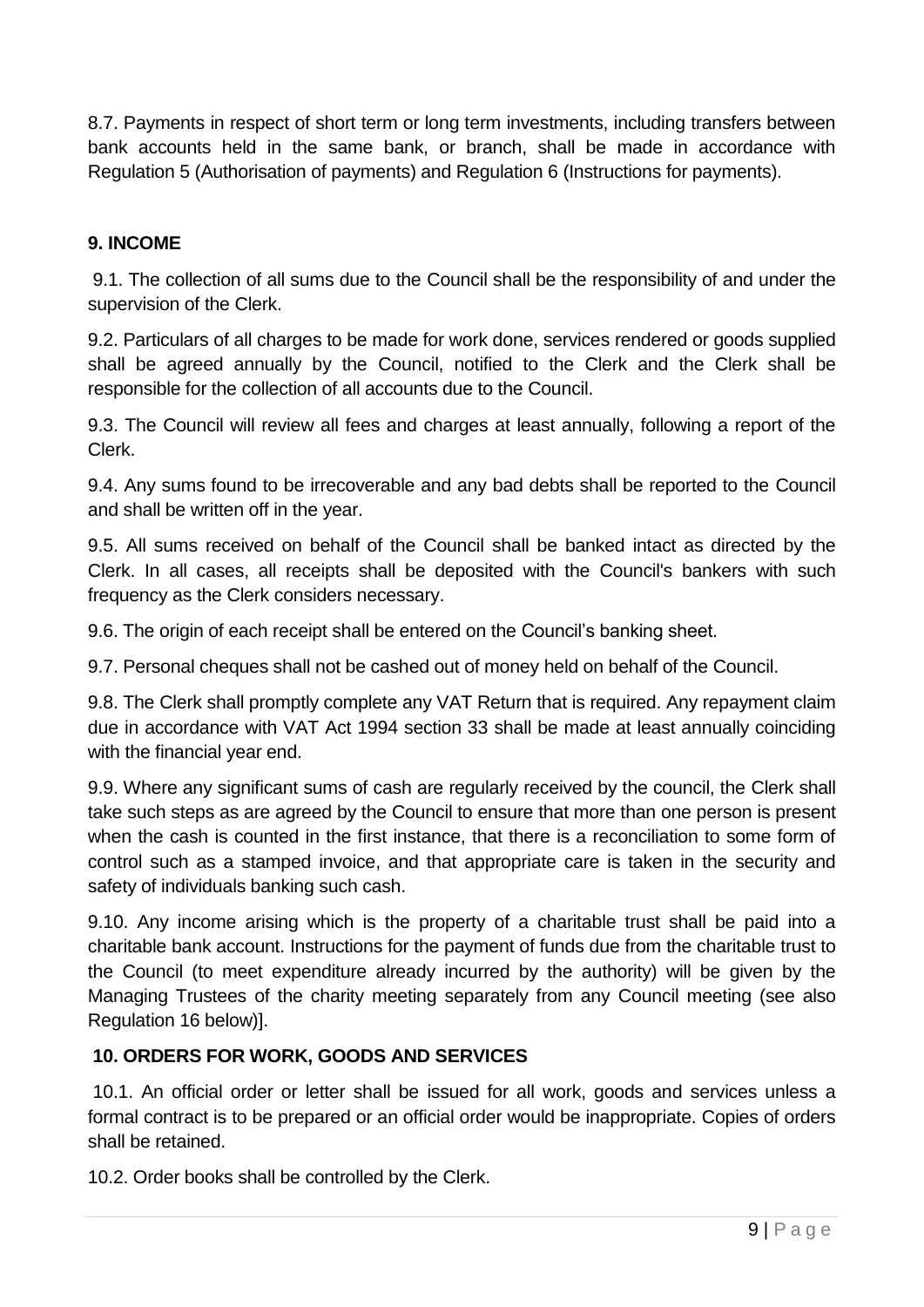8.7. Payments in respect of short term or long term investments, including transfers between bank accounts held in the same bank, or branch, shall be made in accordance with Regulation 5 (Authorisation of payments) and Regulation 6 (Instructions for payments).

## 9. INCOME

9.1. The collection of all sums due to the Council shall be the responsibility of and under the supervision of the Clerk.

9.2. Particulars of all charges to be made for work done, services rendered or goods supplied shall be agreed annually by the Council, notified to the Clerk and the Clerk shall be responsible for the collection of all accounts due to the Council.

9.3. The Council will review all fees and charges at least annually, following a report of the Clerk.

9.4. Any sums found to be irrecoverable and any bad debts shall be reported to the Council and shall be written off in the year.

9.5. All sums received on behalf of the Council shall be banked intact as directed by the Clerk. In all cases, all receipts shall be deposited with the Council's bankers with such frequency as the Clerk considers necessary.

9.6. The origin of each receipt shall be entered on the Council's banking sheet.

9.7. Personal cheques shall not be cashed out of money held on behalf of the Council.

9.8. The Clerk shall promptly complete any VAT Return that is required. Any repayment claim due in accordance with VAT Act 1994 section 33 shall be made at least annually coinciding with the financial year end.

9.9. Where any significant sums of cash are regularly received by the council, the Clerk shall take such steps as are agreed by the Council to ensure that more than one person is present when the cash is counted in the first instance, that there is a reconciliation to some form of control such as a stamped invoice, and that appropriate care is taken in the security and safety of individuals banking such cash.

9.10. Any income arising which is the property of a charitable trust shall be paid into a charitable bank account. Instructions for the payment of funds due from the charitable trust to the Council (to meet expenditure already incurred by the authority) will be given by the Managing Trustees of the charity meeting separately from any Council meeting (see also Regulation 16 below)].

## 10. ORDERS FOR WORK, GOODS AND SERVICES

10.1. An official order or letter shall be issued for all work, goods and services unless a formal contract is to be prepared or an official order would be inappropriate. Copies of orders shall be retained.

10.2. Order books shall be controlled by the Clerk.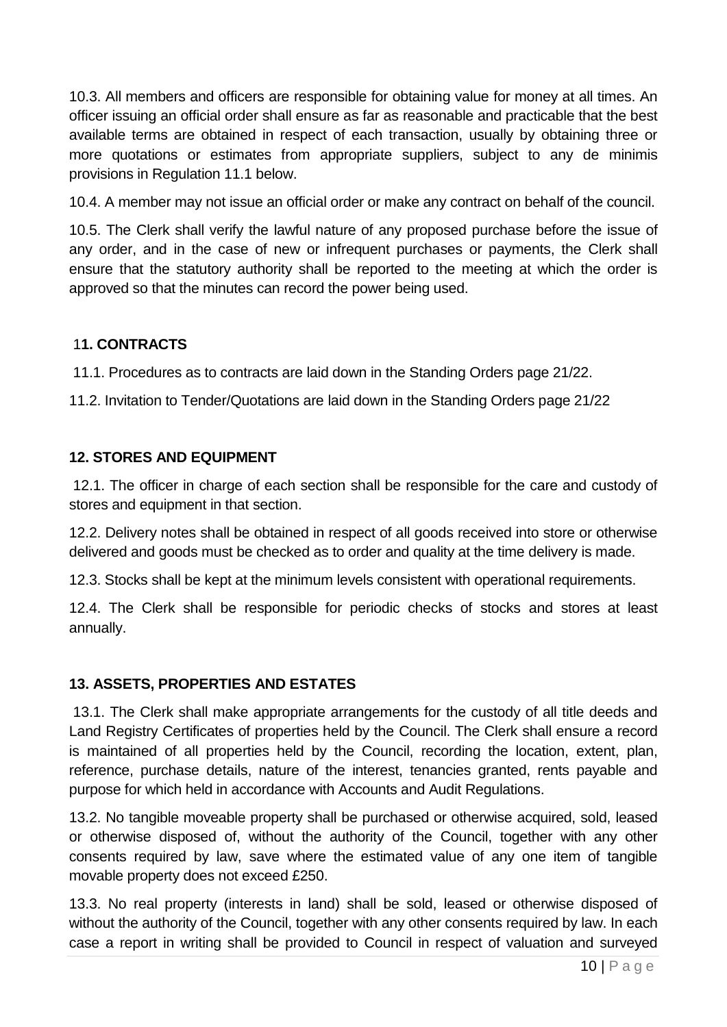10.3. All members and officers are responsible for obtaining value for money at all times. An officer issuing an official order shall ensure as far as reasonable and practicable that the best available terms are obtained in respect of each transaction, usually by obtaining three or more quotations or estimates from appropriate suppliers, subject to any de minimis provisions in Regulation 11.1 below.

10.4. A member may not issue an official order or make any contract on behalf of the council.

10.5. The Clerk shall verify the lawful nature of any proposed purchase before the issue of any order, and in the case of new or infrequent purchases or payments, the Clerk shall ensure that the statutory authority shall be reported to the meeting at which the order is approved so that the minutes can record the power being used.

## 11. CONTRACTS

11.1. Procedures as to contracts are laid down in the Standing Orders page 21/22.

11.2. Invitation to Tender/Quotations are laid down in the Standing Orders page 21/22

## 12. STORES AND EQUIPMENT

12.1. The officer in charge of each section shall be responsible for the care and custody of stores and equipment in that section.

12.2. Delivery notes shall be obtained in respect of all goods received into store or otherwise delivered and goods must be checked as to order and quality at the time delivery is made.

12.3. Stocks shall be kept at the minimum levels consistent with operational requirements.

12.4. The Clerk shall be responsible for periodic checks of stocks and stores at least annually.

## 13. ASSETS, PROPERTIES AND ESTATES

13.1. The Clerk shall make appropriate arrangements for the custody of all title deeds and Land Registry Certificates of properties held by the Council. The Clerk shall ensure a record is maintained of all properties held by the Council, recording the location, extent, plan, reference, purchase details, nature of the interest, tenancies granted, rents payable and purpose for which held in accordance with Accounts and Audit Regulations.

13.2. No tangible moveable property shall be purchased or otherwise acquired, sold, leased or otherwise disposed of, without the authority of the Council, together with any other consents required by law, save where the estimated value of any one item of tangible movable property does not exceed £250.

13.3. No real property (interests in land) shall be sold, leased or otherwise disposed of without the authority of the Council, together with any other consents required by law. In each case a report in writing shall be provided to Council in respect of valuation and surveyed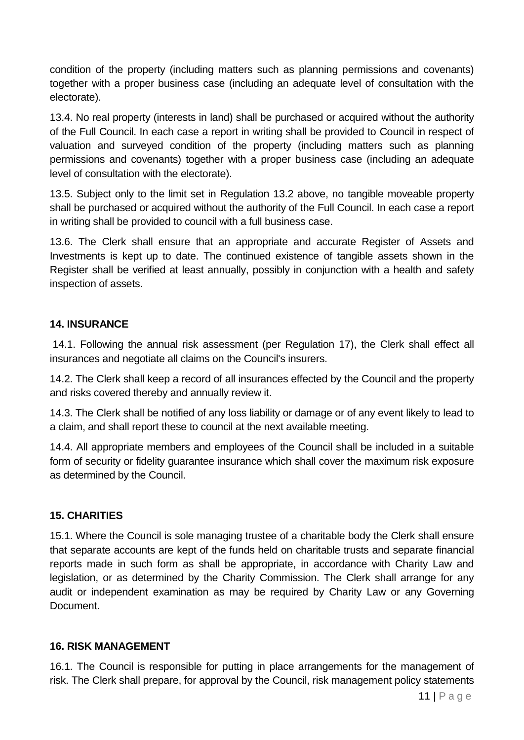condition of the property (including matters such as planning permissions and covenants) together with a proper business case (including an adequate level of consultation with the electorate).

13.4. No real property (interests in land) shall be purchased or acquired without the authority of the Full Council. In each case a report in writing shall be provided to Council in respect of valuation and surveyed condition of the property (including matters such as planning permissions and covenants) together with a proper business case (including an adequate level of consultation with the electorate).

13.5. Subject only to the limit set in Regulation 13.2 above, no tangible moveable property shall be purchased or acquired without the authority of the Full Council. In each case a report in writing shall be provided to council with a full business case.

13.6. The Clerk shall ensure that an appropriate and accurate Register of Assets and Investments is kept up to date. The continued existence of tangible assets shown in the Register shall be verified at least annually, possibly in conjunction with a health and safety inspection of assets.

**14. INSURANCE**

14.1. Following the annual risk assessment (per Regulation 17), the Clerk shall effect all insurances and negotiate all claims on the Council's insurers.

14.2. The Clerk shall keep a record of all insurances effected by the Council and the property and risks covered thereby and annually review it.

14.3. The Clerk shall be notified of any loss liability or damage or of any event likely to lead to a claim, and shall report these to council at the next available meeting.

14.4. All appropriate members and employees of the Council shall be included in a suitable form of security or fidelity guarantee insurance which shall cover the maximum risk exposure as determined by the Council.

**15. CHARITIES**

15.1. Where the Council is sole managing trustee of a charitable body the Clerk shall ensure that separate accounts are kept of the funds held on charitable trusts and separate financial reports made in such form as shall be appropriate, in accordance with Charity Law and legislation, or as determined by the Charity Commission. The Clerk shall arrange for any audit or independent examination as may be required by Charity Law or any Governing Document.

**16. RISK MANAGEMENT**

16.1. The Council is responsible for putting in place arrangements for the management of risk. The Clerk shall prepare, for approval by the Council, risk management policy statements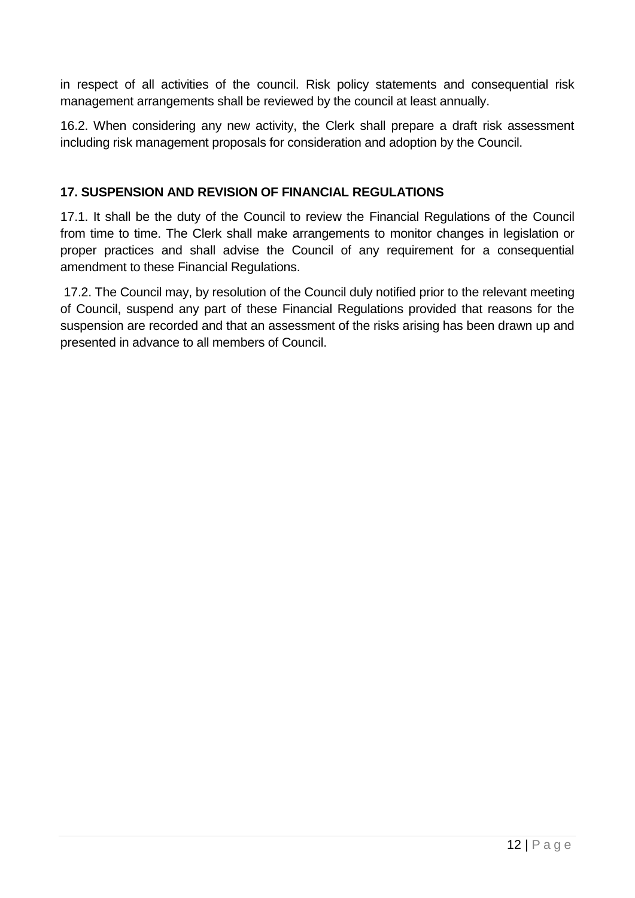in respect of all activities of the council. Risk policy statements and consequential risk management arrangements shall be reviewed by the council at least annually.

16.2. When considering any new activity, the Clerk shall prepare a draft risk assessment including risk management proposals for consideration and adoption by the Council.

**17. SUSPENSION AND REVISION OF FINANCIAL REGULATIONS**

17.1. It shall be the duty of the Council to review the Financial Regulations of the Council from time to time. The Clerk shall make arrangements to monitor changes in legislation or proper practices and shall advise the Council of any requirement for a consequential amendment to these Financial Regulations.

17.2. The Council may, by resolution of the Council duly notified prior to the relevant meeting of Council, suspend any part of these Financial Regulations provided that reasons for the suspension are recorded and that an assessment of the risks arising has been drawn up and presented in advance to all members of Council.